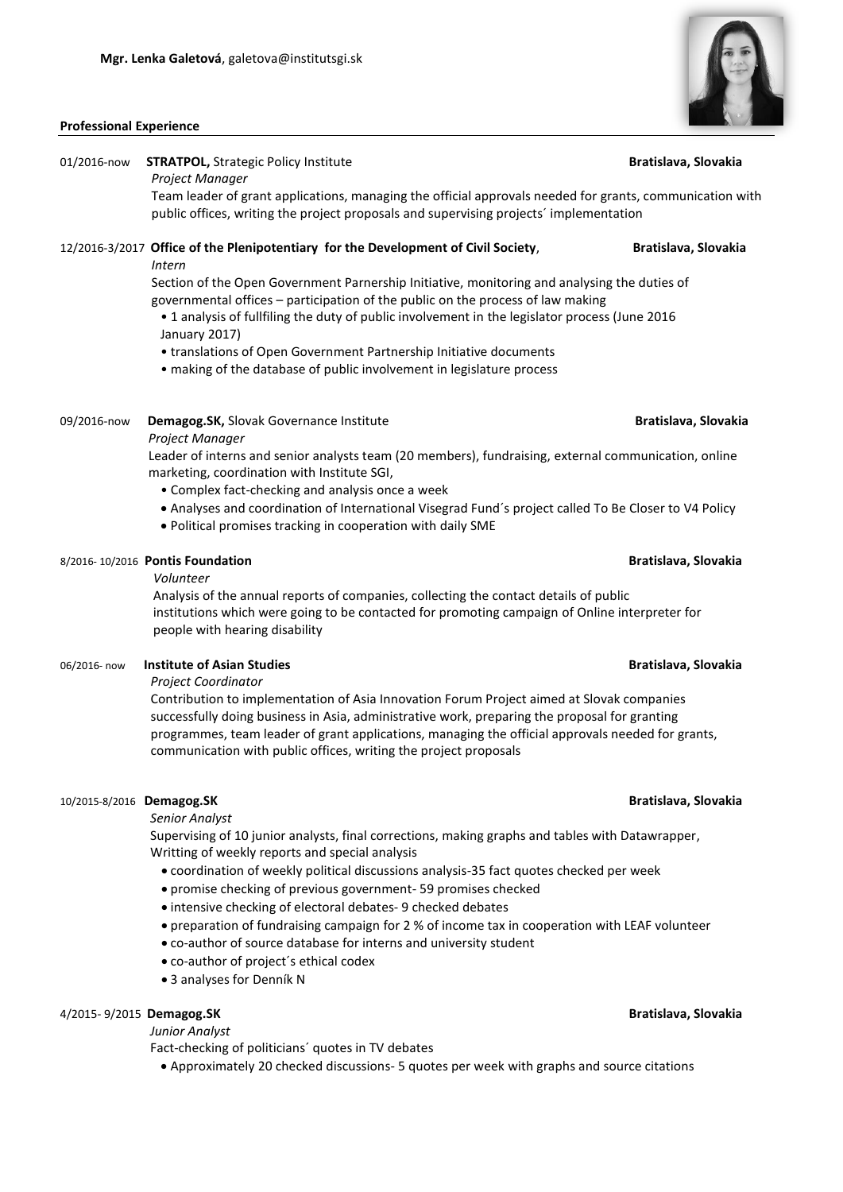**Mgr. Lenka Galetová**, galetova@institutsgi.sk

## Professional Experience

**01/2016-now** **STRATPOL,** Strategic Policy Institute — **Bratislava, Slovakia**

*Project Manager*

Team leader of grant applications, managing the official approvals needed for grants, communication with public offices, writing the project proposals and supervising projects´ implementation

**12/2016-3/2017** **Office of the Plenipotentiary for the Development of Civil Society**, — **Bratislava, Slovakia**

*Intern*

Section of the Open Government Parnership Initiative, monitoring and analysing the duties of governmental offices – participation of the public on the process of law making

- 1 analysis of fullfiling the duty of public involvement in the legislator process (June 2016 January 2017)
- translations of Open Government Partnership Initiative documents
- making of the database of public involvement in legislature process

**09/2016-now** **Demagog.SK,** Slovak Governance Institute — **Bratislava, Slovakia**

*Project Manager*

Leader of interns and senior analysts team (20 members), fundraising, external communication, online marketing, coordination with Institute SGI,

- Complex fact-checking and analysis once a week
- Analyses and coordination of International Visegrad Fund´s project called To Be Closer to V4 Policy
- Political promises tracking in cooperation with daily SME

**8/2016- 10/2016** **Pontis Foundation** — **Bratislava, Slovakia**

*Volunteer*

Analysis of the annual reports of companies, collecting the contact details of public institutions which were going to be contacted for promoting campaign of Online interpreter for people with hearing disability

**06/2016- now** **Institute of Asian Studies** — **Bratislava, Slovakia**

*Project Coordinator*

Contribution to implementation of Asia Innovation Forum Project aimed at Slovak companies successfully doing business in Asia, administrative work, preparing the proposal for granting programmes, team leader of grant applications, managing the official approvals needed for grants, communication with public offices, writing the project proposals

**10/2015-8/2016** **Demagog.SK** — **Bratislava, Slovakia**

*Senior Analyst*

Supervising of 10 junior analysts, final corrections, making graphs and tables with Datawrapper, Writting of weekly reports and special analysis

- coordination of weekly political discussions analysis-35 fact quotes checked per week
- promise checking of previous government- 59 promises checked
- intensive checking of electoral debates- 9 checked debates
- preparation of fundraising campaign for 2 % of income tax in cooperation with LEAF volunteer
- co-author of source database for interns and university student
- co-author of project´s ethical codex
- 3 analyses for Denník N

**4/2015- 9/2015** **Demagog.SK** — **Bratislava, Slovakia**

*Junior Analyst*

Fact-checking of politicians´ quotes in TV debates

- Approximately 20 checked discussions- 5 quotes per week with graphs and source citations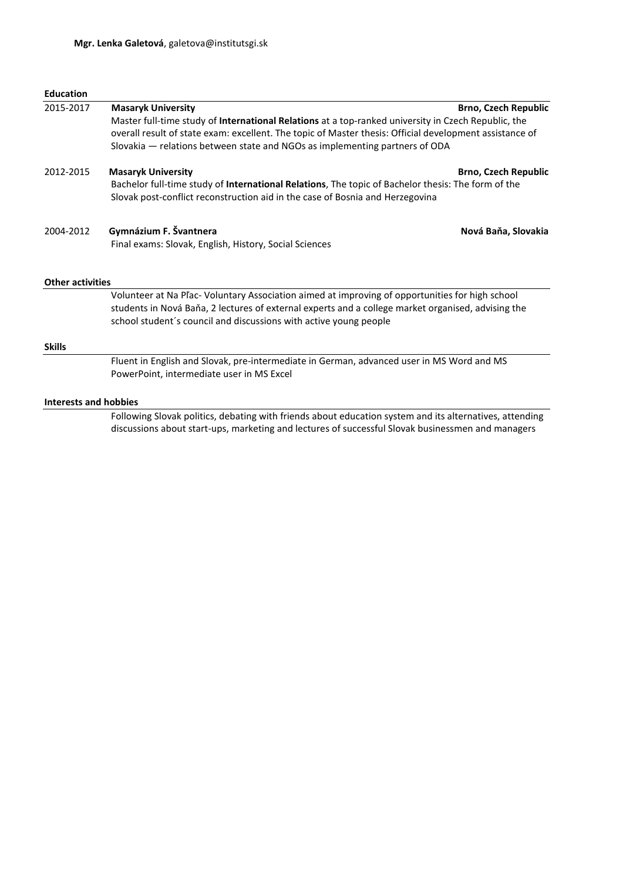**Mgr. Lenka Galetová**, galetova@institutsgi.sk

## Education

**2015-2017** **Masaryk University** — **Brno, Czech Republic**

Master full-time study of **International Relations** at a top-ranked university in Czech Republic, the overall result of state exam: excellent. The topic of Master thesis: Official development assistance of Slovakia — relations between state and NGOs as implementing partners of ODA

**2012-2015** **Masaryk University** — **Brno, Czech Republic**

Bachelor full-time study of **International Relations**, The topic of Bachelor thesis: The form of the Slovak post-conflict reconstruction aid in the case of Bosnia and Herzegovina

**2004-2012** **Gymnázium F. Švantnera** — **Nová Baňa, Slovakia**

Final exams: Slovak, English, History, Social Sciences

## Other activities

Volunteer at Na Pľac- Voluntary Association aimed at improving of opportunities for high school students in Nová Baňa, 2 lectures of external experts and a college market organised, advising the school student´s council and discussions with active young people

## Skills

Fluent in English and Slovak, pre-intermediate in German, advanced user in MS Word and MS PowerPoint, intermediate user in MS Excel

## Interests and hobbies

Following Slovak politics, debating with friends about education system and its alternatives, attending discussions about start-ups, marketing and lectures of successful Slovak businessmen and managers